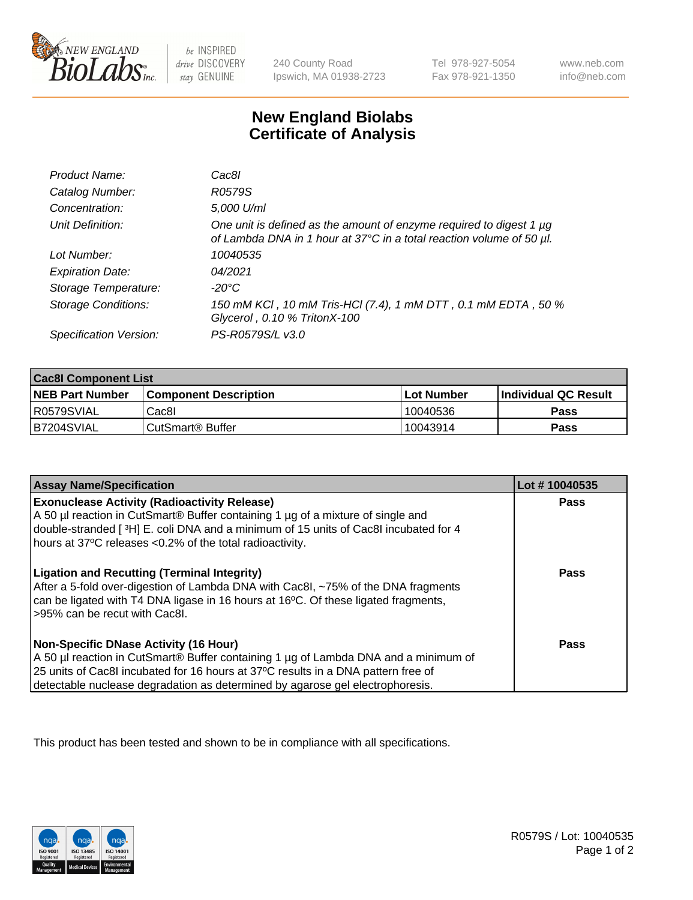New England BioLabs Inc. — be INSPIRED drive DISCOVERY stay GENUINE

240 County Road
Ipswich, MA 01938-2723

Tel 978-927-5054
Fax 978-921-1350

www.neb.com
info@neb.com

# New England Biolabs Certificate of Analysis

| | |
|---|---|
| *Product Name:* | *Cac8I* |
| *Catalog Number:* | *R0579S* |
| *Concentration:* | *5,000 U/ml* |
| *Unit Definition:* | *One unit is defined as the amount of enzyme required to digest 1 µg of Lambda DNA in 1 hour at 37°C in a total reaction volume of 50 µl.* |
| *Lot Number:* | *10040535* |
| *Expiration Date:* | *04/2021* |
| *Storage Temperature:* | *-20°C* |
| *Storage Conditions:* | *150 mM KCl , 10 mM Tris-HCl (7.4), 1 mM DTT , 0.1 mM EDTA , 50 % Glycerol , 0.10 % TritonX-100* |
| *Specification Version:* | *PS-R0579S/L v3.0* |

| **Cac8I Component List** | | | |
|---|---|---|---|
| **NEB Part Number** | **Component Description** | **Lot Number** | **Individual QC Result** |
| R0579SVIAL | Cac8I | 10040536 | **Pass** |
| B7204SVIAL | CutSmart® Buffer | 10043914 | **Pass** |

| **Assay Name/Specification** | **Lot # 10040535** |
|---|---|
| **Exonuclease Activity (Radioactivity Release)** A 50 µl reaction in CutSmart® Buffer containing 1 µg of a mixture of single and double-stranded [ $^3$H] E. coli DNA and a minimum of 15 units of Cac8I incubated for 4 hours at 37ºC releases <0.2% of the total radioactivity. | **Pass** |
| **Ligation and Recutting (Terminal Integrity)** After a 5-fold over-digestion of Lambda DNA with Cac8I, ~75% of the DNA fragments can be ligated with T4 DNA ligase in 16 hours at 16ºC. Of these ligated fragments, >95% can be recut with Cac8I. | **Pass** |
| **Non-Specific DNase Activity (16 Hour)** A 50 µl reaction in CutSmart® Buffer containing 1 µg of Lambda DNA and a minimum of 25 units of Cac8I incubated for 16 hours at 37ºC results in a DNA pattern free of detectable nuclease degradation as determined by agarose gel electrophoresis. | **Pass** |

This product has been tested and shown to be in compliance with all specifications.

R0579S / Lot: 10040535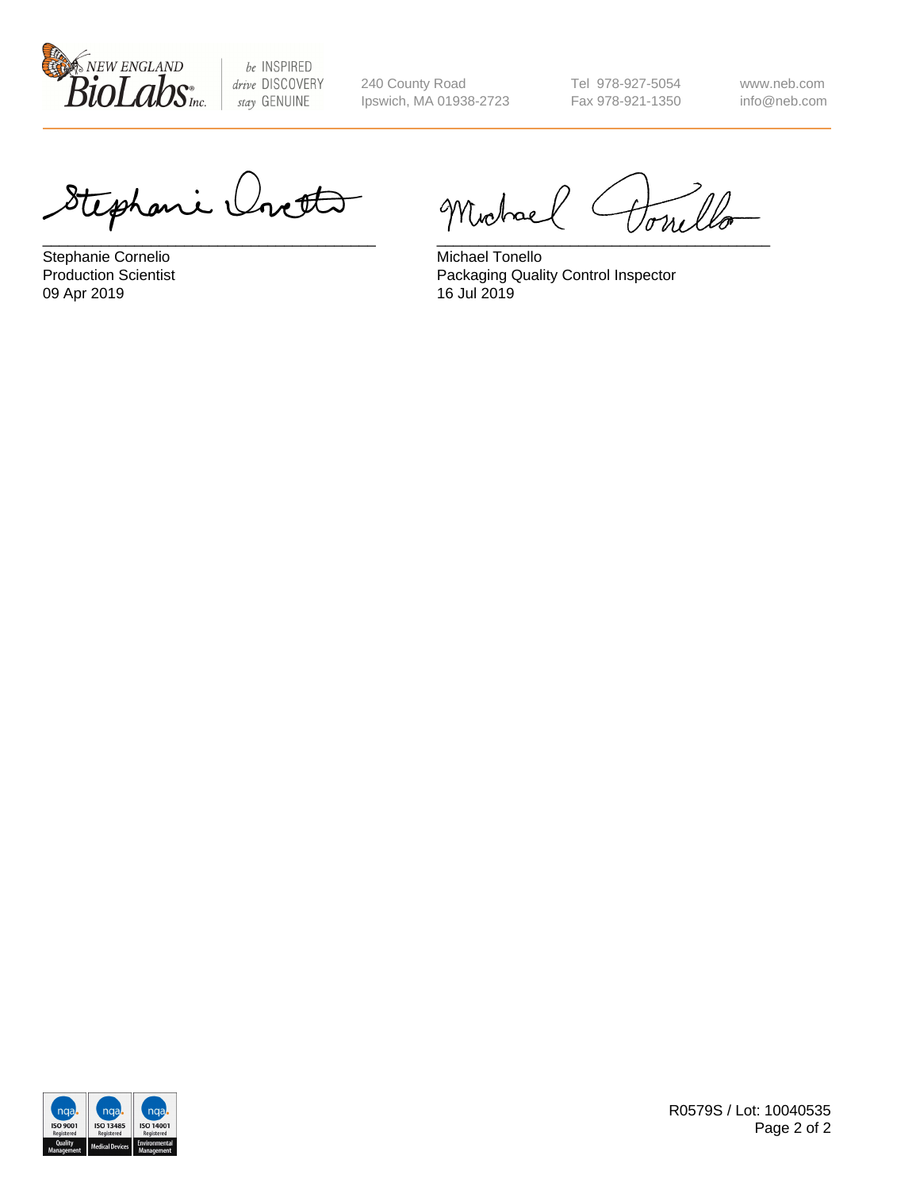Stephanie Cornelio
Production Scientist
09 Apr 2019

Michael Tonello
Packaging Quality Control Inspector
16 Jul 2019

R0579S / Lot: 10040535